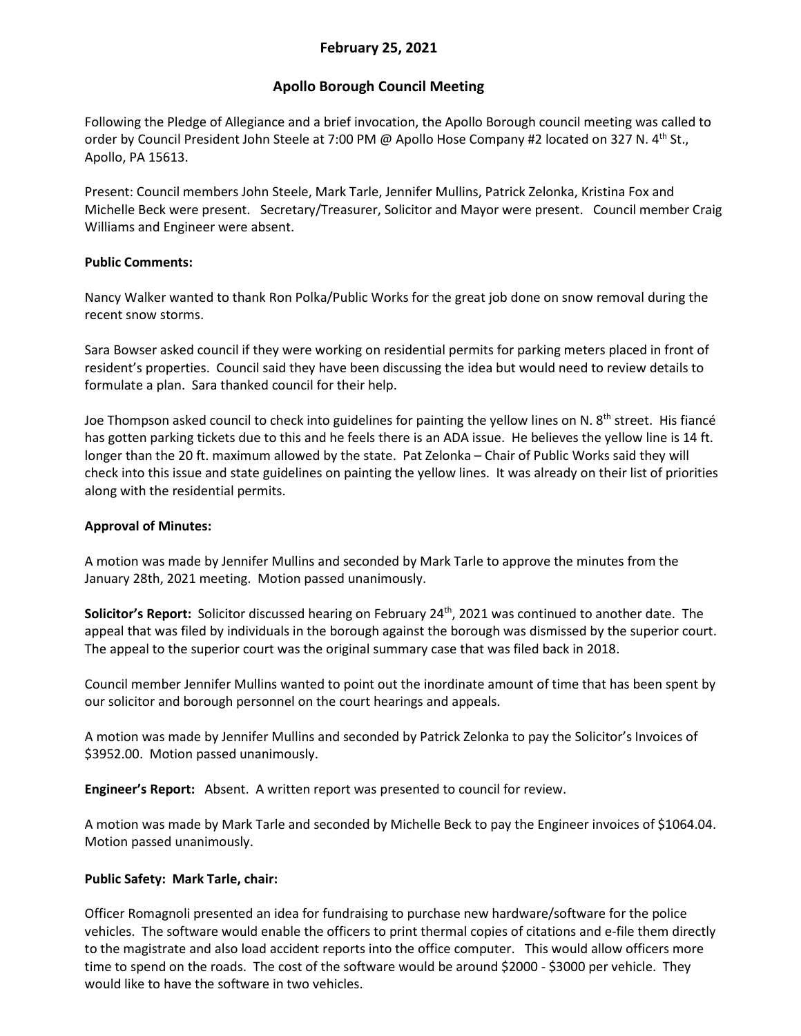## February 25, 2021

## Apollo Borough Council Meeting

Following the Pledge of Allegiance and a brief invocation, the Apollo Borough council meeting was called to order by Council President John Steele at 7:00 PM @ Apollo Hose Company #2 located on 327 N. 4th St., Apollo, PA 15613.

Present: Council members John Steele, Mark Tarle, Jennifer Mullins, Patrick Zelonka, Kristina Fox and Michelle Beck were present. Secretary/Treasurer, Solicitor and Mayor were present. Council member Craig Williams and Engineer were absent.

**Public Comments:**

Nancy Walker wanted to thank Ron Polka/Public Works for the great job done on snow removal during the recent snow storms.

Sara Bowser asked council if they were working on residential permits for parking meters placed in front of resident's properties. Council said they have been discussing the idea but would need to review details to formulate a plan. Sara thanked council for their help.

Joe Thompson asked council to check into guidelines for painting the yellow lines on N. 8th street. His fiancé has gotten parking tickets due to this and he feels there is an ADA issue. He believes the yellow line is 14 ft. longer than the 20 ft. maximum allowed by the state. Pat Zelonka – Chair of Public Works said they will check into this issue and state guidelines on painting the yellow lines. It was already on their list of priorities along with the residential permits.

**Approval of Minutes:**

A motion was made by Jennifer Mullins and seconded by Mark Tarle to approve the minutes from the January 28th, 2021 meeting. Motion passed unanimously.

**Solicitor's Report:** Solicitor discussed hearing on February 24th, 2021 was continued to another date. The appeal that was filed by individuals in the borough against the borough was dismissed by the superior court. The appeal to the superior court was the original summary case that was filed back in 2018.

Council member Jennifer Mullins wanted to point out the inordinate amount of time that has been spent by our solicitor and borough personnel on the court hearings and appeals.

A motion was made by Jennifer Mullins and seconded by Patrick Zelonka to pay the Solicitor's Invoices of $3952.00. Motion passed unanimously.

**Engineer's Report:** Absent. A written report was presented to council for review.

A motion was made by Mark Tarle and seconded by Michelle Beck to pay the Engineer invoices of $1064.04. Motion passed unanimously.

**Public Safety: Mark Tarle, chair:**

Officer Romagnoli presented an idea for fundraising to purchase new hardware/software for the police vehicles. The software would enable the officers to print thermal copies of citations and e-file them directly to the magistrate and also load accident reports into the office computer. This would allow officers more time to spend on the roads. The cost of the software would be around $2000 - $3000 per vehicle. They would like to have the software in two vehicles.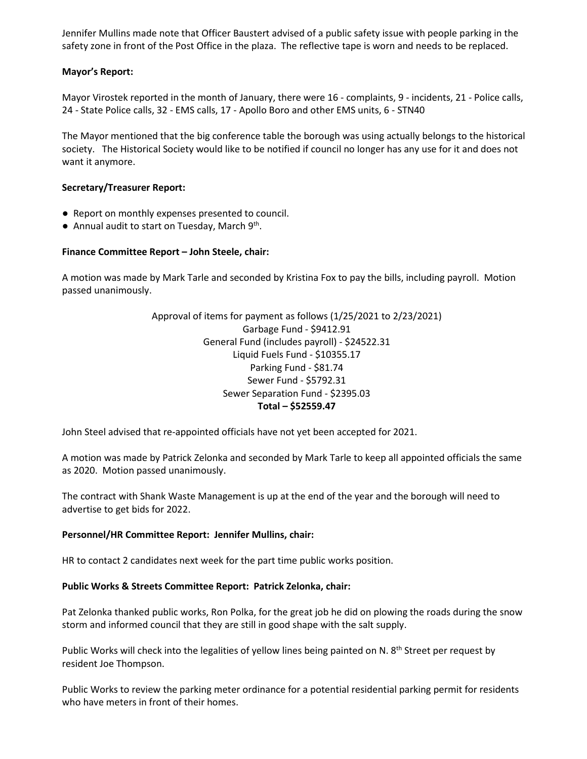Jennifer Mullins made note that Officer Baustert advised of a public safety issue with people parking in the safety zone in front of the Post Office in the plaza. The reflective tape is worn and needs to be replaced.

**Mayor's Report:**

Mayor Virostek reported in the month of January, there were 16 - complaints, 9 - incidents, 21 - Police calls, 24 - State Police calls, 32 - EMS calls, 17 - Apollo Boro and other EMS units, 6 - STN40

The Mayor mentioned that the big conference table the borough was using actually belongs to the historical society. The Historical Society would like to be notified if council no longer has any use for it and does not want it anymore.

**Secretary/Treasurer Report:**

- Report on monthly expenses presented to council.
- Annual audit to start on Tuesday, March 9th.

**Finance Committee Report – John Steele, chair:**

A motion was made by Mark Tarle and seconded by Kristina Fox to pay the bills, including payroll. Motion passed unanimously.

Approval of items for payment as follows (1/25/2021 to 2/23/2021)
Garbage Fund - $9412.91
General Fund (includes payroll) - $24522.31
Liquid Fuels Fund - $10355.17
Parking Fund - $81.74
Sewer Fund - $5792.31
Sewer Separation Fund - $2395.03
**Total – $52559.47**

John Steel advised that re-appointed officials have not yet been accepted for 2021.

A motion was made by Patrick Zelonka and seconded by Mark Tarle to keep all appointed officials the same as 2020. Motion passed unanimously.

The contract with Shank Waste Management is up at the end of the year and the borough will need to advertise to get bids for 2022.

**Personnel/HR Committee Report: Jennifer Mullins, chair:**

HR to contact 2 candidates next week for the part time public works position.

**Public Works & Streets Committee Report: Patrick Zelonka, chair:**

Pat Zelonka thanked public works, Ron Polka, for the great job he did on plowing the roads during the snow storm and informed council that they are still in good shape with the salt supply.

Public Works will check into the legalities of yellow lines being painted on N. 8th Street per request by resident Joe Thompson.

Public Works to review the parking meter ordinance for a potential residential parking permit for residents who have meters in front of their homes.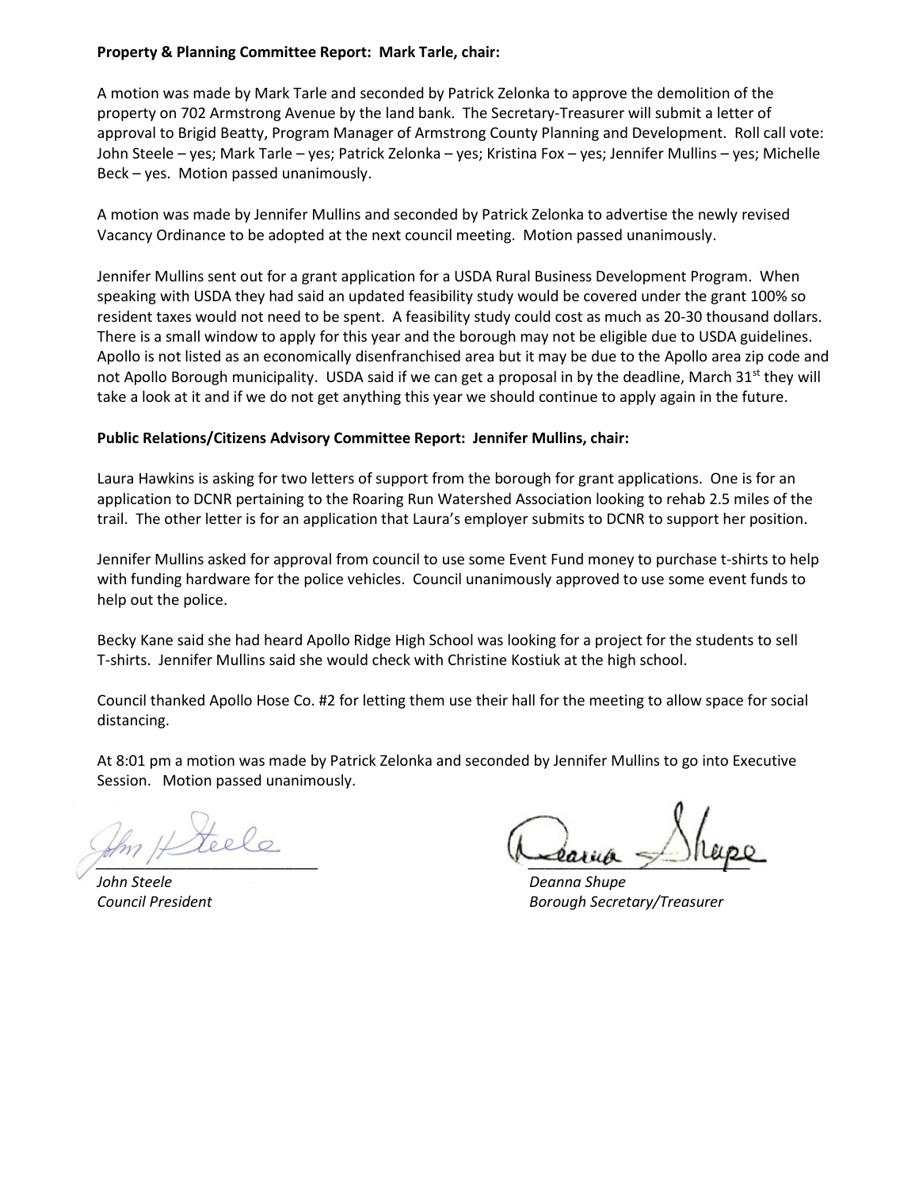**Property & Planning Committee Report: Mark Tarle, chair:**

A motion was made by Mark Tarle and seconded by Patrick Zelonka to approve the demolition of the property on 702 Armstrong Avenue by the land bank. The Secretary-Treasurer will submit a letter of approval to Brigid Beatty, Program Manager of Armstrong County Planning and Development. Roll call vote: John Steele – yes; Mark Tarle – yes; Patrick Zelonka – yes; Kristina Fox – yes; Jennifer Mullins – yes; Michelle Beck – yes. Motion passed unanimously.

A motion was made by Jennifer Mullins and seconded by Patrick Zelonka to advertise the newly revised Vacancy Ordinance to be adopted at the next council meeting. Motion passed unanimously.

Jennifer Mullins sent out for a grant application for a USDA Rural Business Development Program. When speaking with USDA they had said an updated feasibility study would be covered under the grant 100% so resident taxes would not need to be spent. A feasibility study could cost as much as 20-30 thousand dollars. There is a small window to apply for this year and the borough may not be eligible due to USDA guidelines. Apollo is not listed as an economically disenfranchised area but it may be due to the Apollo area zip code and not Apollo Borough municipality. USDA said if we can get a proposal in by the deadline, March 31st they will take a look at it and if we do not get anything this year we should continue to apply again in the future.

**Public Relations/Citizens Advisory Committee Report: Jennifer Mullins, chair:**

Laura Hawkins is asking for two letters of support from the borough for grant applications. One is for an application to DCNR pertaining to the Roaring Run Watershed Association looking to rehab 2.5 miles of the trail. The other letter is for an application that Laura's employer submits to DCNR to support her position.

Jennifer Mullins asked for approval from council to use some Event Fund money to purchase t-shirts to help with funding hardware for the police vehicles. Council unanimously approved to use some event funds to help out the police.

Becky Kane said she had heard Apollo Ridge High School was looking for a project for the students to sell T-shirts. Jennifer Mullins said she would check with Christine Kostiuk at the high school.

Council thanked Apollo Hose Co. #2 for letting them use their hall for the meeting to allow space for social distancing.

At 8:01 pm a motion was made by Patrick Zelonka and seconded by Jennifer Mullins to go into Executive Session. Motion passed unanimously.

*John Steele*
*Council President*

*Deanna Shupe*
*Borough Secretary/Treasurer*